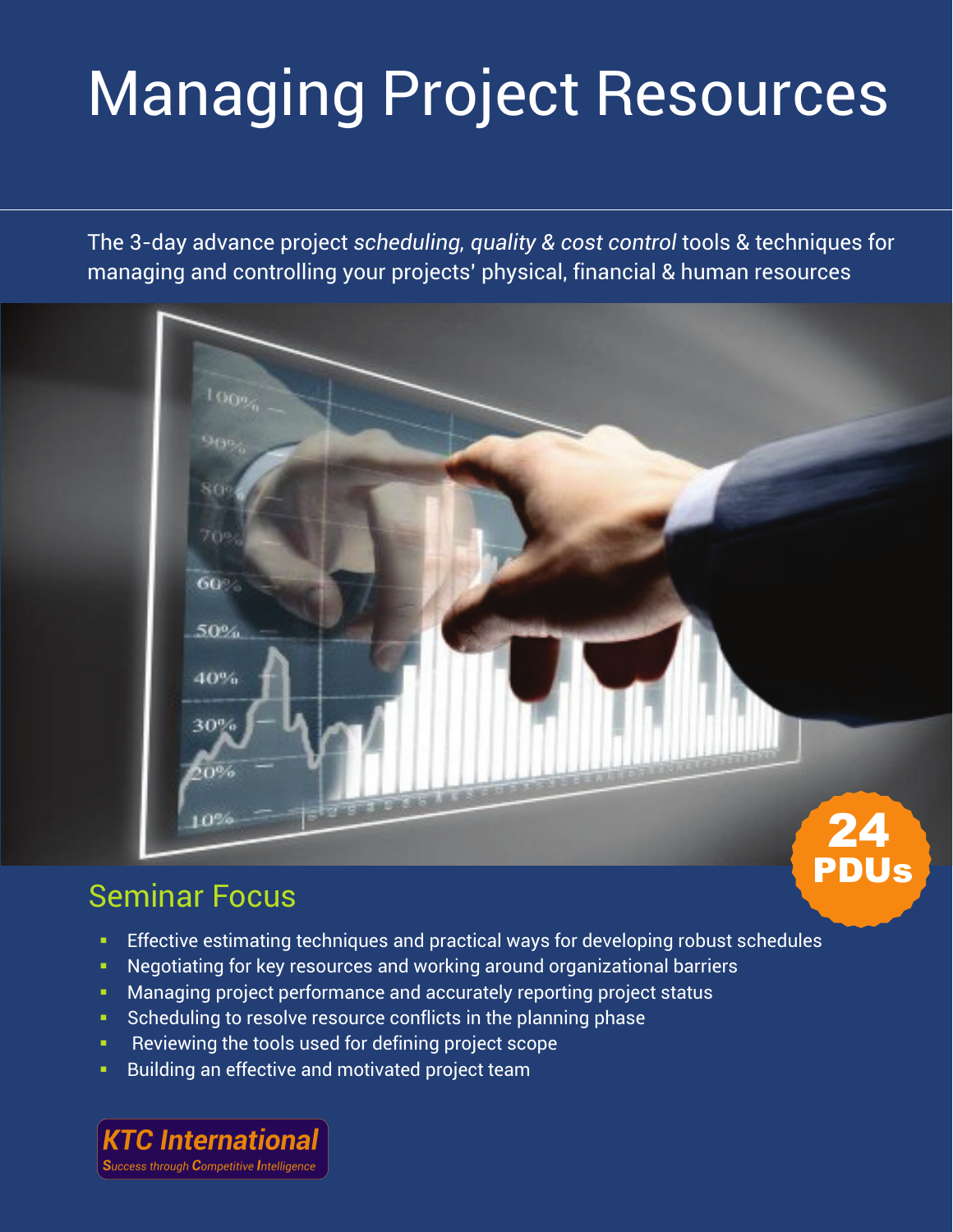# Managing Project Resources

The 3-day advance project *scheduling, quality & cost control* tools & techniques for managing and controlling your projects' physical, financial & human resources

**24 PDUs**

## Seminar Focus

- Effective estimating techniques and practical ways for developing robust schedules
- Negotiating for key resources and working around organizational barriers
- Managing project performance and accurately reporting project status
- Scheduling to resolve resource conflicts in the planning phase
- Reviewing the tools used for defining project scope
- Building an effective and motivated project team

**KTC International**
*Success through Competitive Intelligence*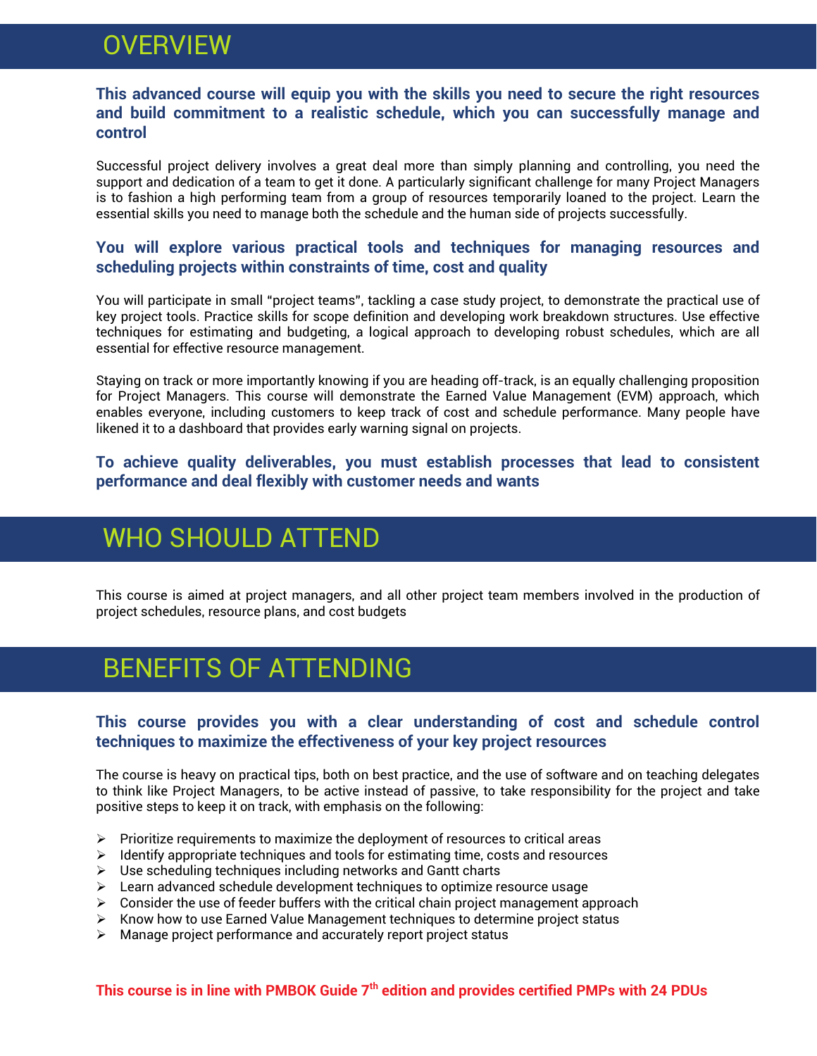## OVERVIEW

**This advanced course will equip you with the skills you need to secure the right resources and build commitment to a realistic schedule, which you can successfully manage and control**

Successful project delivery involves a great deal more than simply planning and controlling, you need the support and dedication of a team to get it done. A particularly significant challenge for many Project Managers is to fashion a high performing team from a group of resources temporarily loaned to the project. Learn the essential skills you need to manage both the schedule and the human side of projects successfully.

**You will explore various practical tools and techniques for managing resources and scheduling projects within constraints of time, cost and quality**

You will participate in small "project teams", tackling a case study project, to demonstrate the practical use of key project tools. Practice skills for scope definition and developing work breakdown structures. Use effective techniques for estimating and budgeting, a logical approach to developing robust schedules, which are all essential for effective resource management.

Staying on track or more importantly knowing if you are heading off-track, is an equally challenging proposition for Project Managers. This course will demonstrate the Earned Value Management (EVM) approach, which enables everyone, including customers to keep track of cost and schedule performance. Many people have likened it to a dashboard that provides early warning signal on projects.

**To achieve quality deliverables, you must establish processes that lead to consistent performance and deal flexibly with customer needs and wants**

## WHO SHOULD ATTEND

This course is aimed at project managers, and all other project team members involved in the production of project schedules, resource plans, and cost budgets

## BENEFITS OF ATTENDING

**This course provides you with a clear understanding of cost and schedule control techniques to maximize the effectiveness of your key project resources**

The course is heavy on practical tips, both on best practice, and the use of software and on teaching delegates to think like Project Managers, to be active instead of passive, to take responsibility for the project and take positive steps to keep it on track, with emphasis on the following:

- Prioritize requirements to maximize the deployment of resources to critical areas
- Identify appropriate techniques and tools for estimating time, costs and resources
- Use scheduling techniques including networks and Gantt charts
- Learn advanced schedule development techniques to optimize resource usage
- Consider the use of feeder buffers with the critical chain project management approach
- Know how to use Earned Value Management techniques to determine project status
- Manage project performance and accurately report project status

**This course is in line with PMBOK Guide 7th edition and provides certified PMPs with 24 PDUs**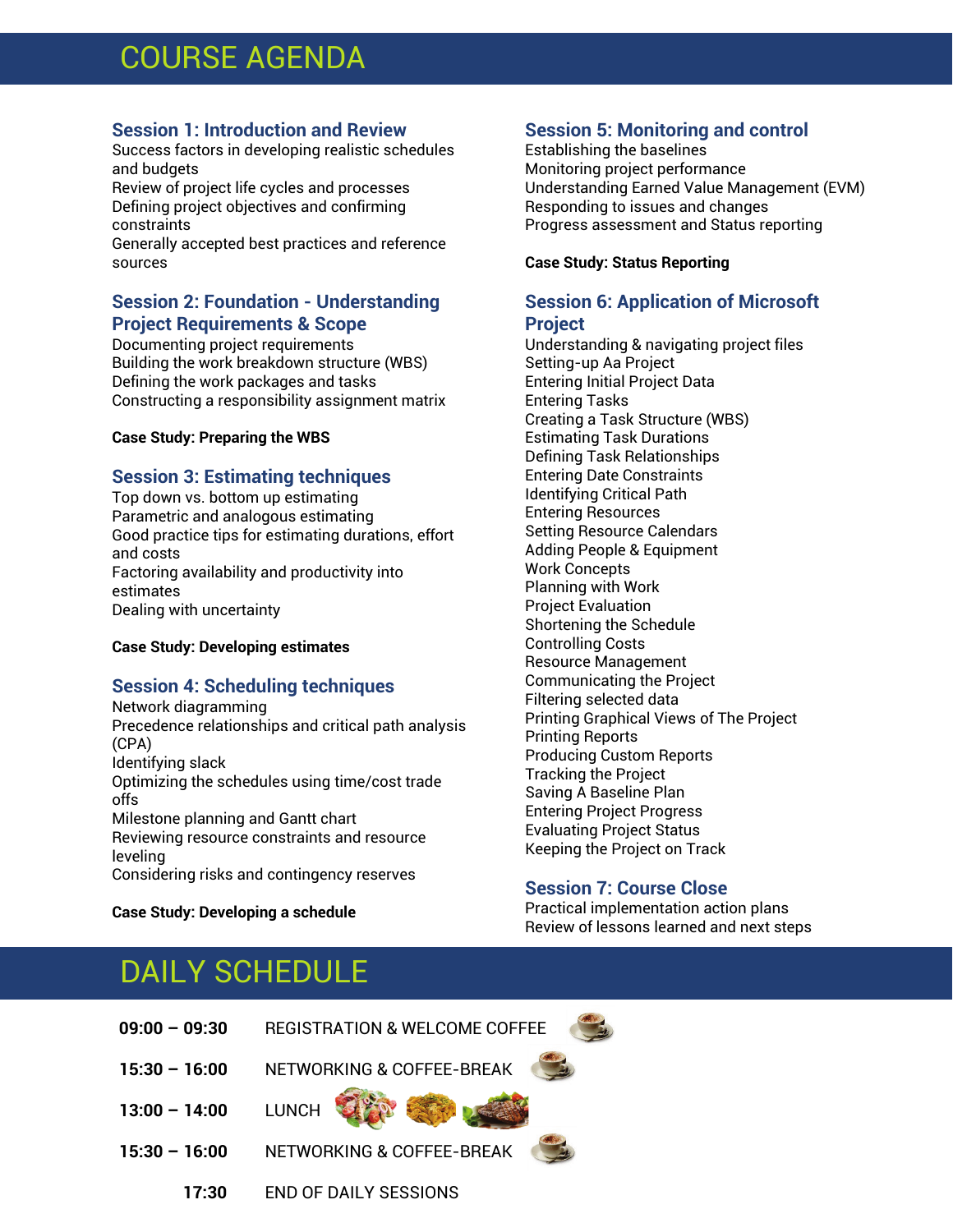# COURSE AGENDA

### Session 1: Introduction and Review

Success factors in developing realistic schedules and budgets
Review of project life cycles and processes
Defining project objectives and confirming constraints
Generally accepted best practices and reference sources

### Session 2: Foundation - Understanding Project Requirements & Scope

Documenting project requirements
Building the work breakdown structure (WBS)
Defining the work packages and tasks
Constructing a responsibility assignment matrix

**Case Study: Preparing the WBS**

### Session 3: Estimating techniques

Top down vs. bottom up estimating
Parametric and analogous estimating
Good practice tips for estimating durations, effort and costs
Factoring availability and productivity into estimates
Dealing with uncertainty

**Case Study: Developing estimates**

### Session 4: Scheduling techniques

Network diagramming
Precedence relationships and critical path analysis (CPA)
Identifying slack
Optimizing the schedules using time/cost trade offs
Milestone planning and Gantt chart
Reviewing resource constraints and resource leveling
Considering risks and contingency reserves

**Case Study: Developing a schedule**

### Session 5: Monitoring and control

Establishing the baselines
Monitoring project performance
Understanding Earned Value Management (EVM)
Responding to issues and changes
Progress assessment and Status reporting

**Case Study: Status Reporting**

### Session 6: Application of Microsoft Project

Understanding & navigating project files
Setting-up Aa Project
Entering Initial Project Data
Entering Tasks
Creating a Task Structure (WBS)
Estimating Task Durations
Defining Task Relationships
Entering Date Constraints
Identifying Critical Path
Entering Resources
Setting Resource Calendars
Adding People & Equipment
Work Concepts
Planning with Work
Project Evaluation
Shortening the Schedule
Controlling Costs
Resource Management
Communicating the Project
Filtering selected data
Printing Graphical Views of The Project
Printing Reports
Producing Custom Reports
Tracking the Project
Saving A Baseline Plan
Entering Project Progress
Evaluating Project Status
Keeping the Project on Track

### Session 7: Course Close

Practical implementation action plans
Review of lessons learned and next steps

# DAILY SCHEDULE

| | |
|---|---|
| **09:00 – 09:30** | REGISTRATION & WELCOME COFFEE |
| **15:30 – 16:00** | NETWORKING & COFFEE-BREAK |
| **13:00 – 14:00** | LUNCH |
| **15:30 – 16:00** | NETWORKING & COFFEE-BREAK |
| **17:30** | END OF DAILY SESSIONS |